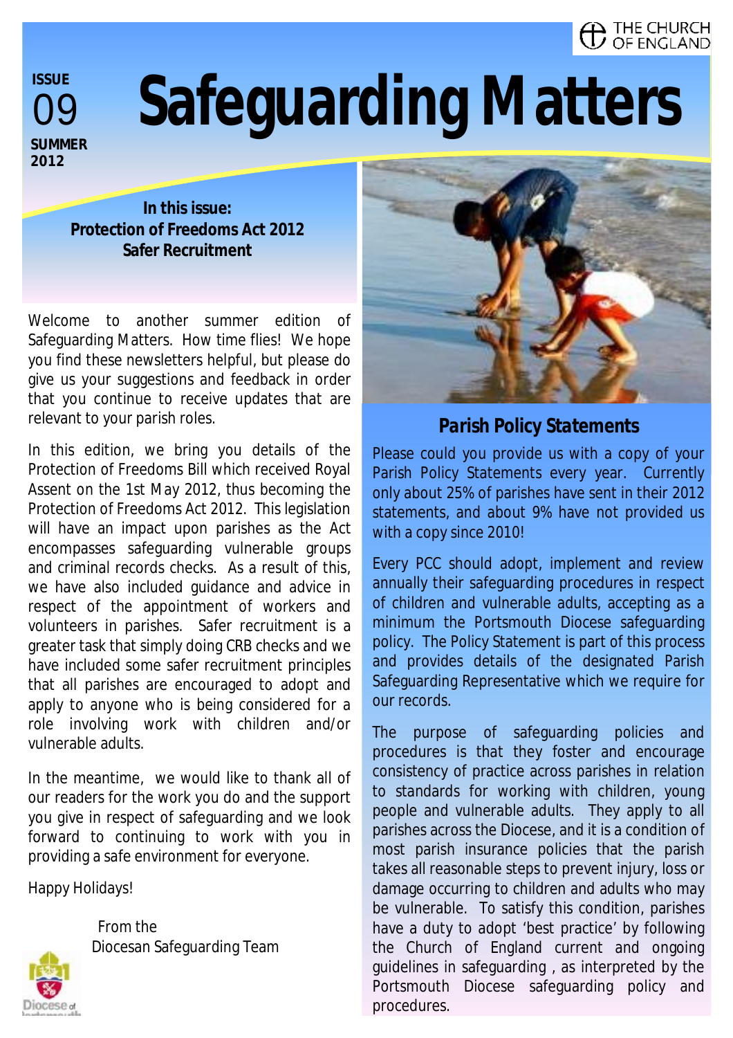THE CHURCH OF ENGLAND

**ISSUE** 09 **SUMMER 2012**

# Safeguarding Matters

**In this issue:**
**Protection of Freedoms Act 2012**
**Safer Recruitment**

Welcome to another summer edition of Safeguarding Matters. How time flies! We hope you find these newsletters helpful, but please do give us your suggestions and feedback in order that you continue to receive updates that are relevant to your parish roles.

In this edition, we bring you details of the Protection of Freedoms Bill which received Royal Assent on the 1st May 2012, thus becoming the Protection of Freedoms Act 2012. This legislation will have an impact upon parishes as the Act encompasses safeguarding vulnerable groups and criminal records checks. As a result of this, we have also included guidance and advice in respect of the appointment of workers and volunteers in parishes. Safer recruitment is a greater task that simply doing CRB checks and we have included some safer recruitment principles that all parishes are encouraged to adopt and apply to anyone who is being considered for a role involving work with children and/or vulnerable adults.

In the meantime, we would like to thank all of our readers for the work you do and the support you give in respect of safeguarding and we look forward to continuing to work with you in providing a safe environment for everyone.

Happy Holidays!

From the
Diocesan Safeguarding Team

## Parish Policy Statements

Please could you provide us with a copy of your Parish Policy Statements every year. Currently only about 25% of parishes have sent in their 2012 statements, and about 9% have not provided us with a copy since 2010!

Every PCC should adopt, implement and review annually their safeguarding procedures in respect of children and vulnerable adults, accepting as a minimum the Portsmouth Diocese safeguarding policy. The Policy Statement is part of this process and provides details of the designated Parish Safeguarding Representative which we require for our records.

The purpose of safeguarding policies and procedures is that they foster and encourage consistency of practice across parishes in relation to standards for working with children, young people and vulnerable adults. They apply to all parishes across the Diocese, and it is a condition of most parish insurance policies that the parish takes all reasonable steps to prevent injury, loss or damage occurring to children and adults who may be vulnerable. To satisfy this condition, parishes have a duty to adopt 'best practice' by following the Church of England current and ongoing guidelines in safeguarding , as interpreted by the Portsmouth Diocese safeguarding policy and procedures.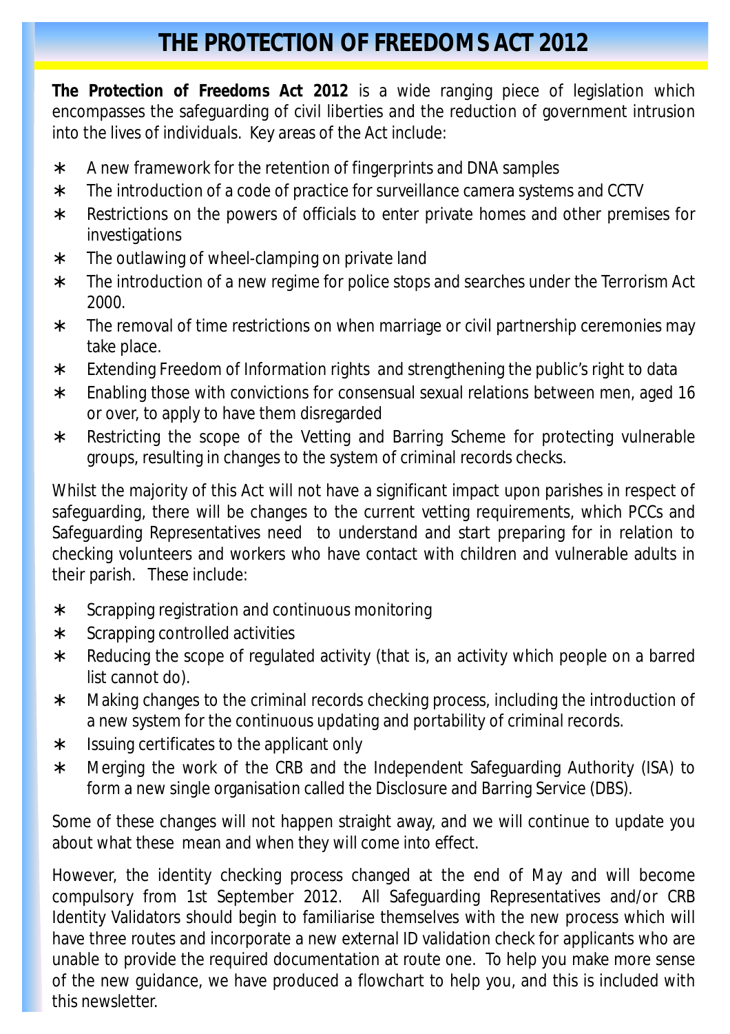# THE PROTECTION OF FREEDOMS ACT 2012

**The Protection of Freedoms Act 2012** is a wide ranging piece of legislation which encompasses the safeguarding of civil liberties and the reduction of government intrusion into the lives of individuals. Key areas of the Act include:

- A new framework for the retention of fingerprints and DNA samples
- The introduction of a code of practice for surveillance camera systems and CCTV
- Restrictions on the powers of officials to enter private homes and other premises for investigations
- The outlawing of wheel-clamping on private land
- The introduction of a new regime for police stops and searches under the Terrorism Act 2000.
- The removal of time restrictions on when marriage or civil partnership ceremonies may take place.
- Extending Freedom of Information rights and strengthening the public's right to data
- Enabling those with convictions for consensual sexual relations between men, aged 16 or over, to apply to have them disregarded
- Restricting the scope of the Vetting and Barring Scheme for protecting vulnerable groups, resulting in changes to the system of criminal records checks.

Whilst the majority of this Act will not have a significant impact upon parishes in respect of safeguarding, there will be changes to the current vetting requirements, which PCCs and Safeguarding Representatives need to understand and start preparing for in relation to checking volunteers and workers who have contact with children and vulnerable adults in their parish. These include:

- Scrapping registration and continuous monitoring
- Scrapping controlled activities
- Reducing the scope of regulated activity (that is, an activity which people on a barred list cannot do).
- Making changes to the criminal records checking process, including the introduction of a new system for the continuous updating and portability of criminal records.
- Issuing certificates to the applicant only
- Merging the work of the CRB and the Independent Safeguarding Authority (ISA) to form a new single organisation called the Disclosure and Barring Service (DBS).

Some of these changes will not happen straight away, and we will continue to update you about what these mean and when they will come into effect.

However, the identity checking process changed at the end of May and will become compulsory from 1st September 2012. All Safeguarding Representatives and/or CRB Identity Validators should begin to familiarise themselves with the new process which will have three routes and incorporate a new external ID validation check for applicants who are unable to provide the required documentation at route one. To help you make more sense of the new guidance, we have produced a flowchart to help you, and this is included with this newsletter.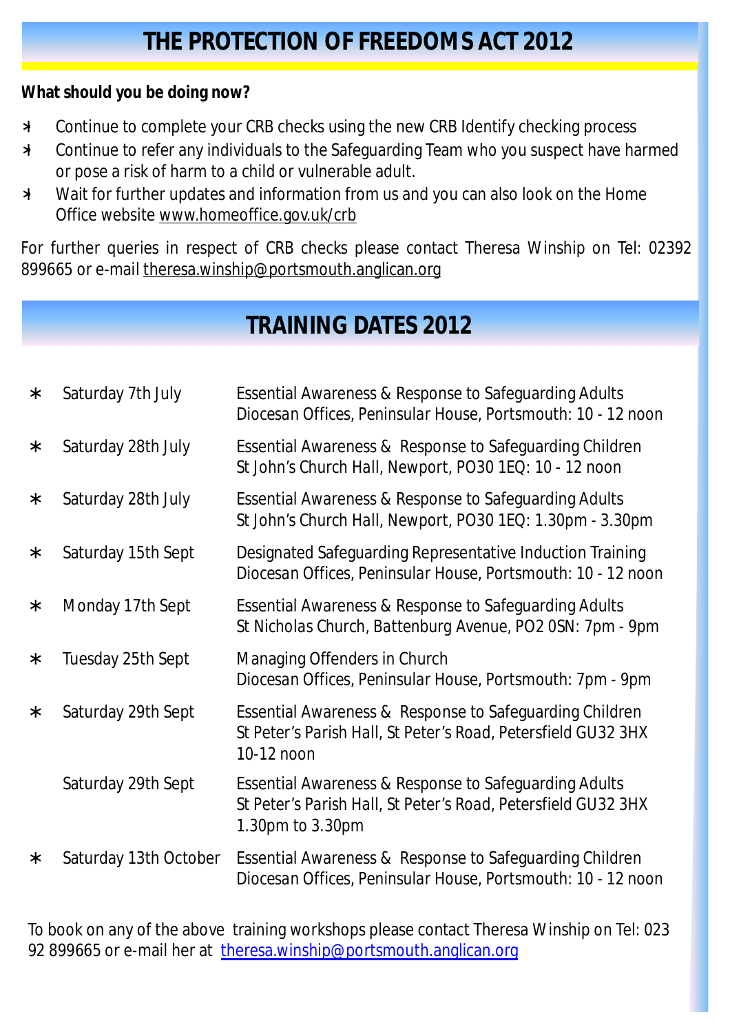# THE PROTECTION OF FREEDOMS ACT 2012

**What should you be doing now?**

- Continue to complete your CRB checks using the new CRB Identify checking process
- Continue to refer any individuals to the Safeguarding Team who you suspect have harmed or pose a risk of harm to a child or vulnerable adult.
- Wait for further updates and information from us and you can also look on the Home Office website www.homeoffice.gov.uk/crb

For further queries in respect of CRB checks please contact Theresa Winship on Tel: 02392 899665 or e-mail theresa.winship@portsmouth.anglican.org

# TRAINING DATES 2012

| | | |
|---|---|---|
| * | Saturday 7th July | Essential Awareness & Response to Safeguarding Adults<br>Diocesan Offices, Peninsular House, Portsmouth: 10 - 12 noon |
| * | Saturday 28th July | Essential Awareness & Response to Safeguarding Children<br>St John's Church Hall, Newport, PO30 1EQ: 10 - 12 noon |
| * | Saturday 28th July | Essential Awareness & Response to Safeguarding Adults<br>St John's Church Hall, Newport, PO30 1EQ: 1.30pm - 3.30pm |
| * | Saturday 15th Sept | Designated Safeguarding Representative Induction Training<br>Diocesan Offices, Peninsular House, Portsmouth: 10 - 12 noon |
| * | Monday 17th Sept | Essential Awareness & Response to Safeguarding Adults<br>St Nicholas Church, Battenburg Avenue, PO2 0SN: 7pm - 9pm |
| * | Tuesday 25th Sept | Managing Offenders in Church<br>Diocesan Offices, Peninsular House, Portsmouth: 7pm - 9pm |
| * | Saturday 29th Sept | Essential Awareness & Response to Safeguarding Children<br>St Peter's Parish Hall, St Peter's Road, Petersfield GU32 3HX<br>10-12 noon |
| | Saturday 29th Sept | Essential Awareness & Response to Safeguarding Adults<br>St Peter's Parish Hall, St Peter's Road, Petersfield GU32 3HX<br>1.30pm to 3.30pm |
| * | Saturday 13th October | Essential Awareness & Response to Safeguarding Children<br>Diocesan Offices, Peninsular House, Portsmouth: 10 - 12 noon |

To book on any of the above training workshops please contact Theresa Winship on Tel: 023 92 899665 or e-mail her at theresa.winship@portsmouth.anglican.org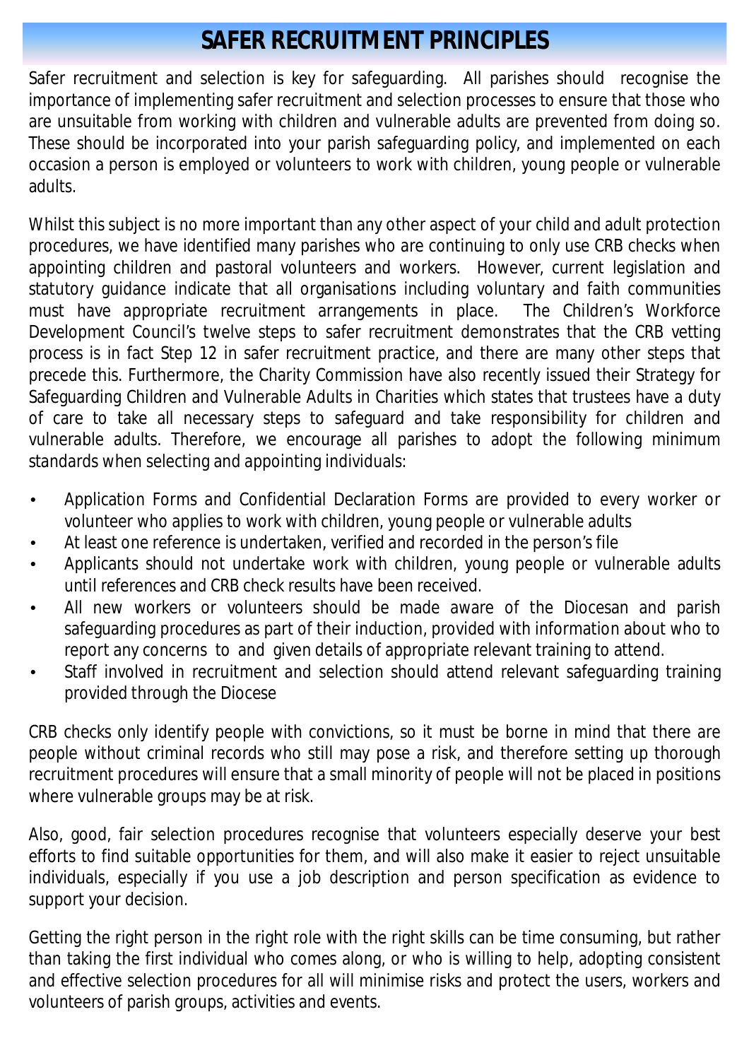# SAFER RECRUITMENT PRINCIPLES

Safer recruitment and selection is key for safeguarding. All parishes should recognise the importance of implementing safer recruitment and selection processes to ensure that those who are unsuitable from working with children and vulnerable adults are prevented from doing so. These should be incorporated into your parish safeguarding policy, and implemented on each occasion a person is employed or volunteers to work with children, young people or vulnerable adults.

Whilst this subject is no more important than any other aspect of your child and adult protection procedures, we have identified many parishes who are continuing to only use CRB checks when appointing children and pastoral volunteers and workers. However, current legislation and statutory guidance indicate that all organisations including voluntary and faith communities must have appropriate recruitment arrangements in place. The Children's Workforce Development Council's twelve steps to safer recruitment demonstrates that the CRB vetting process is in fact Step 12 in safer recruitment practice, and there are many other steps that precede this. Furthermore, the Charity Commission have also recently issued their Strategy for Safeguarding Children and Vulnerable Adults in Charities which states that trustees have a duty of care to take all necessary steps to safeguard and take responsibility for children and vulnerable adults. Therefore, we encourage all parishes to adopt the following minimum standards when selecting and appointing individuals:

- Application Forms and Confidential Declaration Forms are provided to every worker or volunteer who applies to work with children, young people or vulnerable adults
- At least one reference is undertaken, verified and recorded in the person's file
- Applicants should not undertake work with children, young people or vulnerable adults until references and CRB check results have been received.
- All new workers or volunteers should be made aware of the Diocesan and parish safeguarding procedures as part of their induction, provided with information about who to report any concerns to and given details of appropriate relevant training to attend.
- Staff involved in recruitment and selection should attend relevant safeguarding training provided through the Diocese

CRB checks only identify people with convictions, so it must be borne in mind that there are people without criminal records who still may pose a risk, and therefore setting up thorough recruitment procedures will ensure that a small minority of people will not be placed in positions where vulnerable groups may be at risk.

Also, good, fair selection procedures recognise that volunteers especially deserve your best efforts to find suitable opportunities for them, and will also make it easier to reject unsuitable individuals, especially if you use a job description and person specification as evidence to support your decision.

Getting the right person in the right role with the right skills can be time consuming, but rather than taking the first individual who comes along, or who is willing to help, adopting consistent and effective selection procedures for all will minimise risks and protect the users, workers and volunteers of parish groups, activities and events.